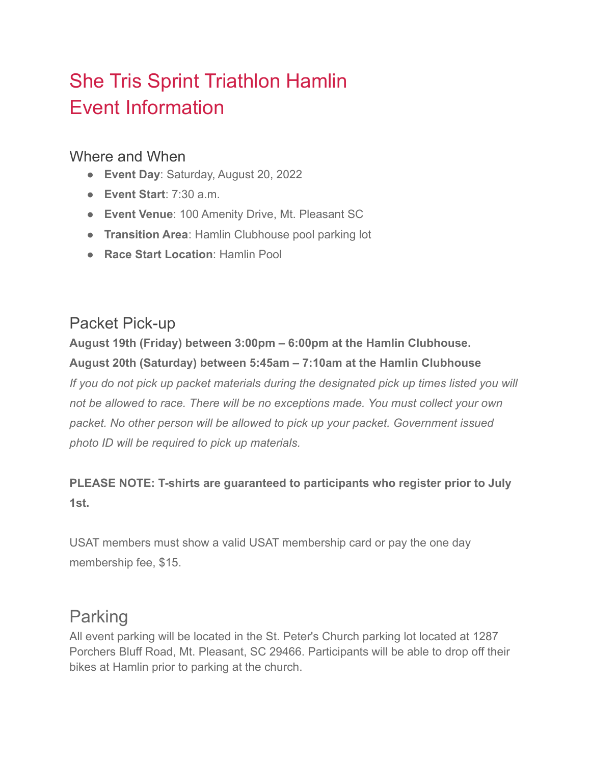# She Tris Sprint Triathlon Hamlin
# Event Information

## Where and When

- **Event Day**: Saturday, August 20, 2022
- **Event Start**: 7:30 a.m.
- **Event Venue**: 100 Amenity Drive, Mt. Pleasant SC
- **Transition Area**: Hamlin Clubhouse pool parking lot
- **Race Start Location**: Hamlin Pool

## Packet Pick-up

**August 19th (Friday) between 3:00pm – 6:00pm at the Hamlin Clubhouse.**

**August 20th (Saturday) between 5:45am – 7:10am at the Hamlin Clubhouse**

*If you do not pick up packet materials during the designated pick up times listed you will not be allowed to race. There will be no exceptions made. You must collect your own packet. No other person will be allowed to pick up your packet. Government issued photo ID will be required to pick up materials.*

**PLEASE NOTE: T-shirts are guaranteed to participants who register prior to July 1st.**

USAT members must show a valid USAT membership card or pay the one day membership fee, $15.

## Parking

All event parking will be located in the St. Peter's Church parking lot located at 1287 Porchers Bluff Road, Mt. Pleasant, SC 29466. Participants will be able to drop off their bikes at Hamlin prior to parking at the church.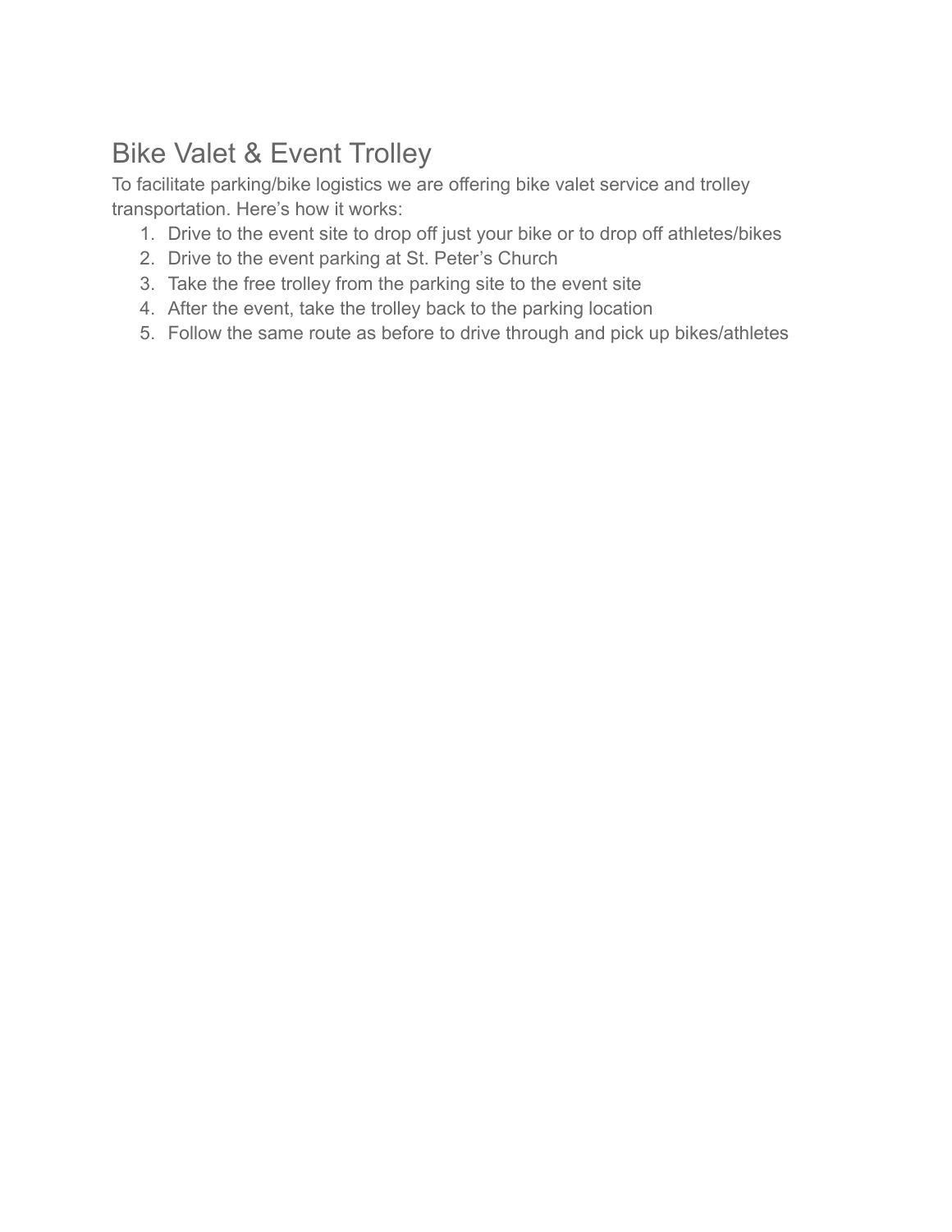# Bike Valet & Event Trolley

To facilitate parking/bike logistics we are offering bike valet service and trolley transportation. Here's how it works:

1. Drive to the event site to drop off just your bike or to drop off athletes/bikes
2. Drive to the event parking at St. Peter's Church
3. Take the free trolley from the parking site to the event site
4. After the event, take the trolley back to the parking location
5. Follow the same route as before to drive through and pick up bikes/athletes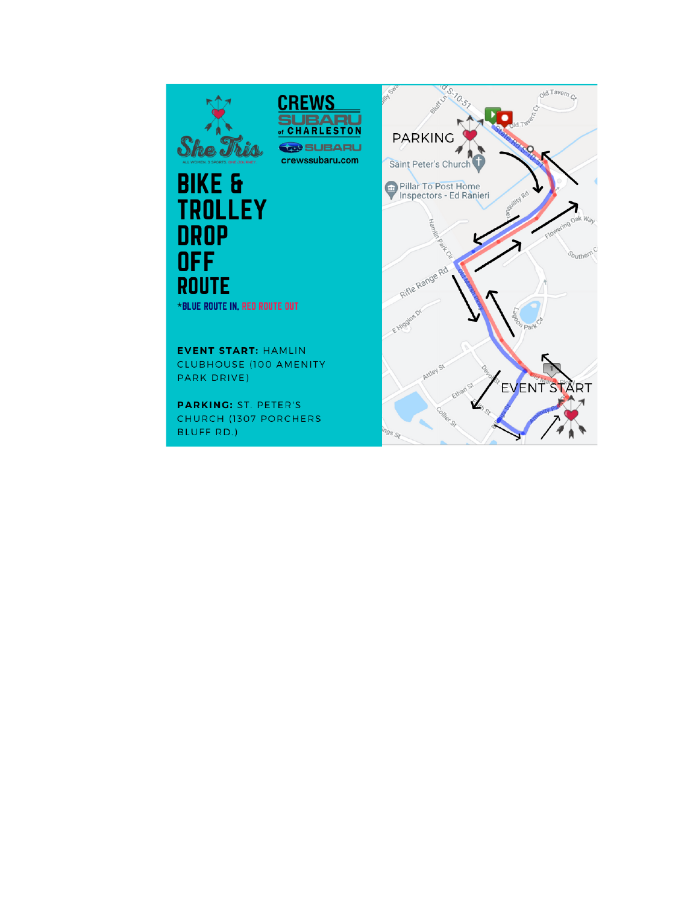She Tris

ALL WOMEN. 3 SPORTS. ONE JOURNEY

CREWS SUBARU of CHARLESTON

SUBARU

crewssubaru.com

# BIKE & TROLLEY DROP OFF ROUTE

*BLUE ROUTE IN, RED ROUTE OUT

**EVENT START:** HAMLIN CLUBHOUSE (100 AMENITY PARK DRIVE)

**PARKING:** ST. PETER'S CHURCH (1307 PORCHERS BLUFF RD.)

PARKING

EVENT START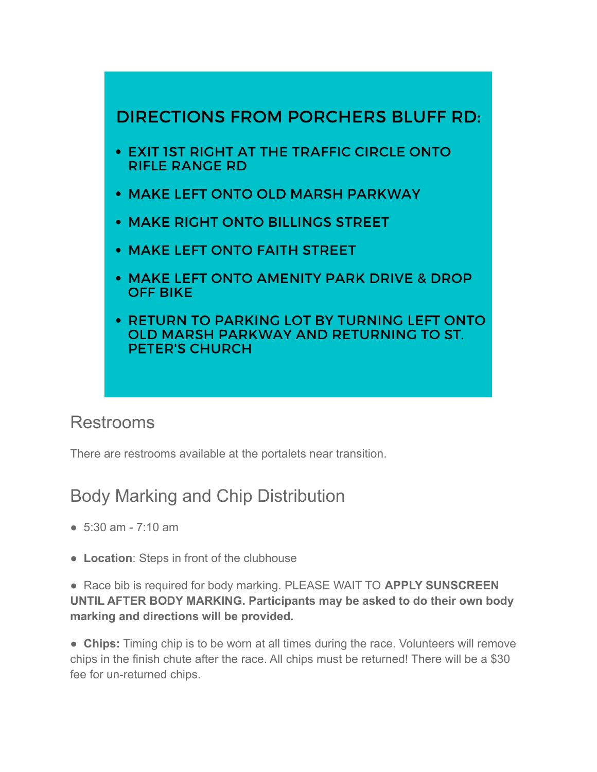## DIRECTIONS FROM PORCHERS BLUFF RD:

- EXIT 1ST RIGHT AT THE TRAFFIC CIRCLE ONTO RIFLE RANGE RD
- MAKE LEFT ONTO OLD MARSH PARKWAY
- MAKE RIGHT ONTO BILLINGS STREET
- MAKE LEFT ONTO FAITH STREET
- MAKE LEFT ONTO AMENITY PARK DRIVE & DROP OFF BIKE
- RETURN TO PARKING LOT BY TURNING LEFT ONTO OLD MARSH PARKWAY AND RETURNING TO ST. PETER'S CHURCH

## Restrooms

There are restrooms available at the portalets near transition.

## Body Marking and Chip Distribution

- 5:30 am - 7:10 am
- **Location**: Steps in front of the clubhouse
- Race bib is required for body marking. PLEASE WAIT TO **APPLY SUNSCREEN UNTIL AFTER BODY MARKING. Participants may be asked to do their own body marking and directions will be provided.**
- **Chips:** Timing chip is to be worn at all times during the race. Volunteers will remove chips in the finish chute after the race. All chips must be returned! There will be a $30 fee for un-returned chips.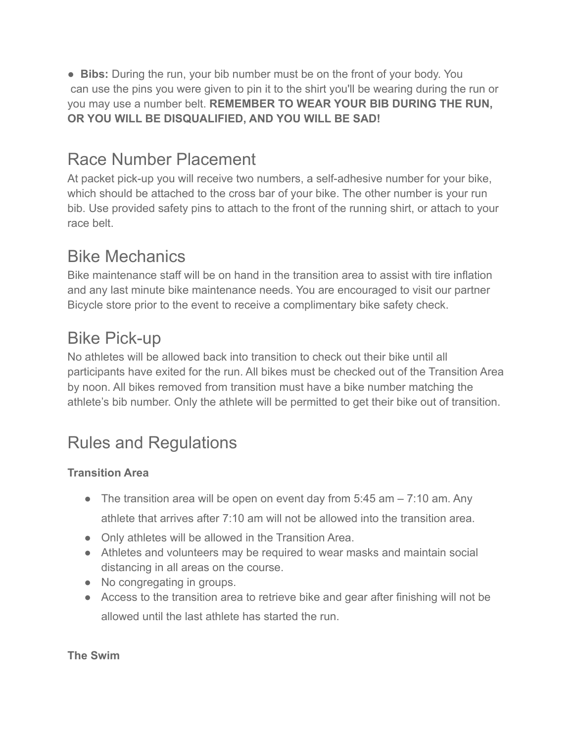- **Bibs:** During the run, your bib number must be on the front of your body. You can use the pins you were given to pin it to the shirt you'll be wearing during the run or you may use a number belt. **REMEMBER TO WEAR YOUR BIB DURING THE RUN, OR YOU WILL BE DISQUALIFIED, AND YOU WILL BE SAD!**

## Race Number Placement

At packet pick-up you will receive two numbers, a self-adhesive number for your bike, which should be attached to the cross bar of your bike. The other number is your run bib. Use provided safety pins to attach to the front of the running shirt, or attach to your race belt.

## Bike Mechanics

Bike maintenance staff will be on hand in the transition area to assist with tire inflation and any last minute bike maintenance needs. You are encouraged to visit our partner Bicycle store prior to the event to receive a complimentary bike safety check.

## Bike Pick-up

No athletes will be allowed back into transition to check out their bike until all participants have exited for the run. All bikes must be checked out of the Transition Area by noon. All bikes removed from transition must have a bike number matching the athlete's bib number. Only the athlete will be permitted to get their bike out of transition.

## Rules and Regulations

**Transition Area**

- The transition area will be open on event day from 5:45 am – 7:10 am. Any athlete that arrives after 7:10 am will not be allowed into the transition area.
- Only athletes will be allowed in the Transition Area.
- Athletes and volunteers may be required to wear masks and maintain social distancing in all areas on the course.
- No congregating in groups.
- Access to the transition area to retrieve bike and gear after finishing will not be allowed until the last athlete has started the run.

**The Swim**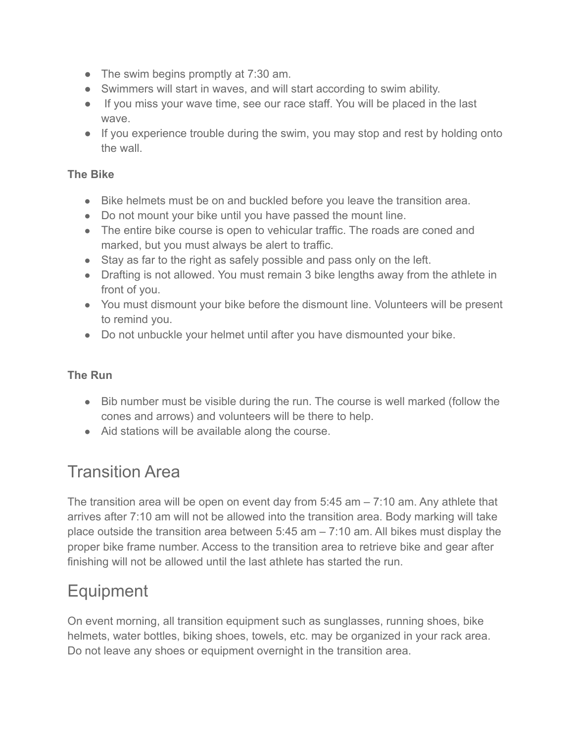- The swim begins promptly at 7:30 am.
- Swimmers will start in waves, and will start according to swim ability.
- If you miss your wave time, see our race staff. You will be placed in the last wave.
- If you experience trouble during the swim, you may stop and rest by holding onto the wall.

**The Bike**

- Bike helmets must be on and buckled before you leave the transition area.
- Do not mount your bike until you have passed the mount line.
- The entire bike course is open to vehicular traffic. The roads are coned and marked, but you must always be alert to traffic.
- Stay as far to the right as safely possible and pass only on the left.
- Drafting is not allowed. You must remain 3 bike lengths away from the athlete in front of you.
- You must dismount your bike before the dismount line. Volunteers will be present to remind you.
- Do not unbuckle your helmet until after you have dismounted your bike.

**The Run**

- Bib number must be visible during the run. The course is well marked (follow the cones and arrows) and volunteers will be there to help.
- Aid stations will be available along the course.

# Transition Area

The transition area will be open on event day from 5:45 am – 7:10 am. Any athlete that arrives after 7:10 am will not be allowed into the transition area. Body marking will take place outside the transition area between 5:45 am – 7:10 am. All bikes must display the proper bike frame number. Access to the transition area to retrieve bike and gear after finishing will not be allowed until the last athlete has started the run.

# Equipment

On event morning, all transition equipment such as sunglasses, running shoes, bike helmets, water bottles, biking shoes, towels, etc. may be organized in your rack area. Do not leave any shoes or equipment overnight in the transition area.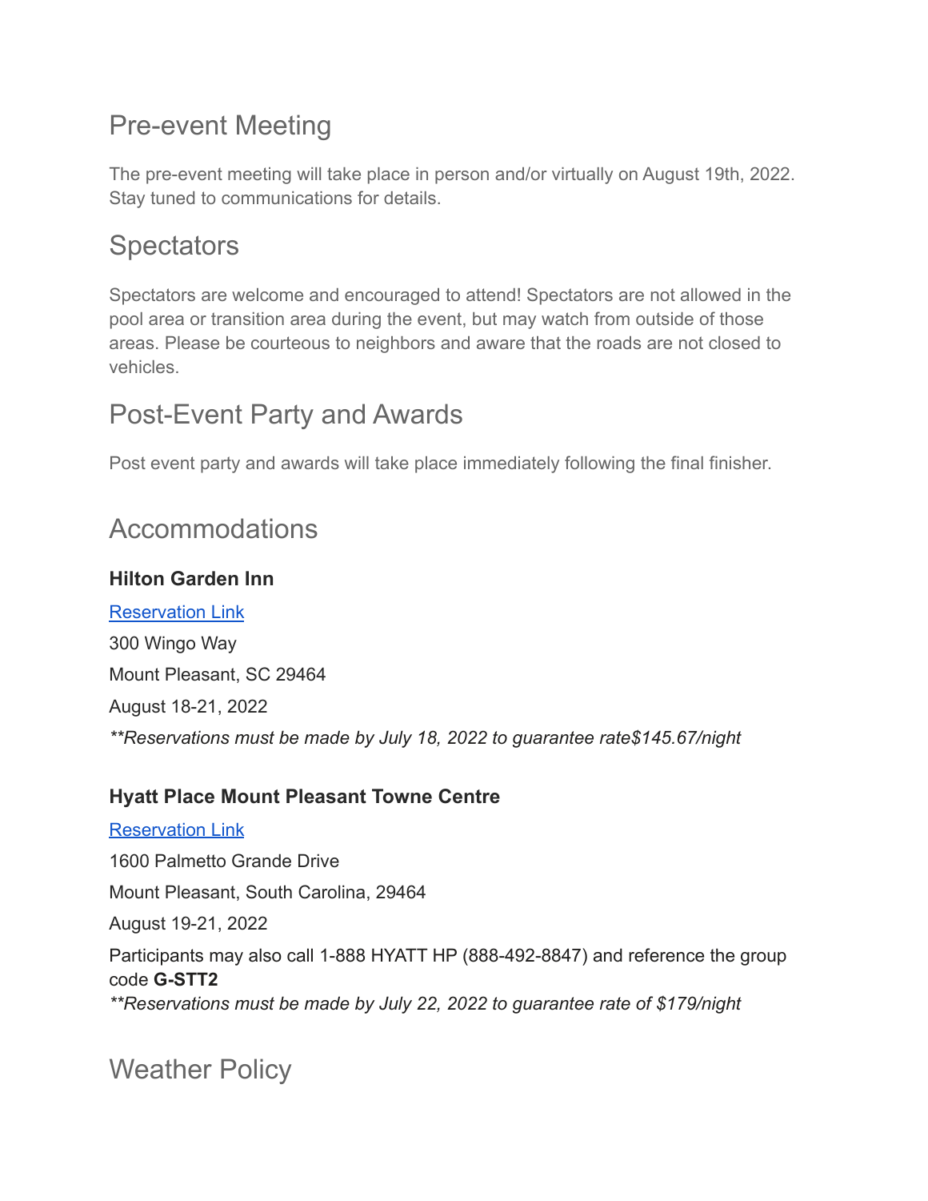## Pre-event Meeting

The pre-event meeting will take place in person and/or virtually on August 19th, 2022. Stay tuned to communications for details.

## Spectators

Spectators are welcome and encouraged to attend! Spectators are not allowed in the pool area or transition area during the event, but may watch from outside of those areas. Please be courteous to neighbors and aware that the roads are not closed to vehicles.

## Post-Event Party and Awards

Post event party and awards will take place immediately following the final finisher.

## Accommodations

**Hilton Garden Inn**

[Reservation Link]

300 Wingo Way

Mount Pleasant, SC 29464

August 18-21, 2022

*\*\*Reservations must be made by July 18, 2022 to guarantee rate$145.67/night*

**Hyatt Place Mount Pleasant Towne Centre**

[Reservation Link]

1600 Palmetto Grande Drive

Mount Pleasant, South Carolina, 29464

August 19-21, 2022

Participants may also call 1-888 HYATT HP (888-492-8847) and reference the group code **G-STT2**

*\*\*Reservations must be made by July 22, 2022 to guarantee rate of $179/night*

## Weather Policy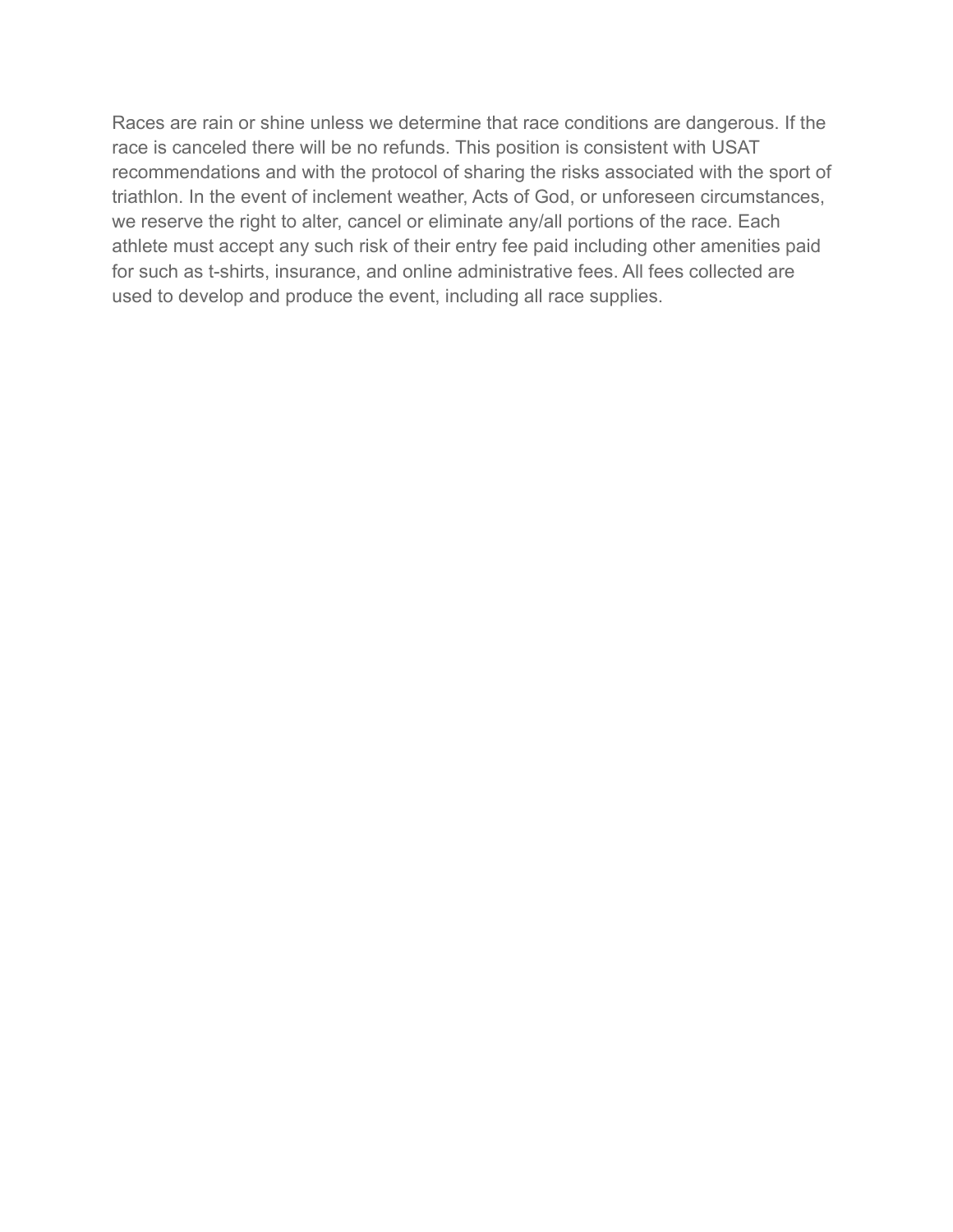Races are rain or shine unless we determine that race conditions are dangerous. If the race is canceled there will be no refunds. This position is consistent with USAT recommendations and with the protocol of sharing the risks associated with the sport of triathlon. In the event of inclement weather, Acts of God, or unforeseen circumstances, we reserve the right to alter, cancel or eliminate any/all portions of the race. Each athlete must accept any such risk of their entry fee paid including other amenities paid for such as t-shirts, insurance, and online administrative fees. All fees collected are used to develop and produce the event, including all race supplies.